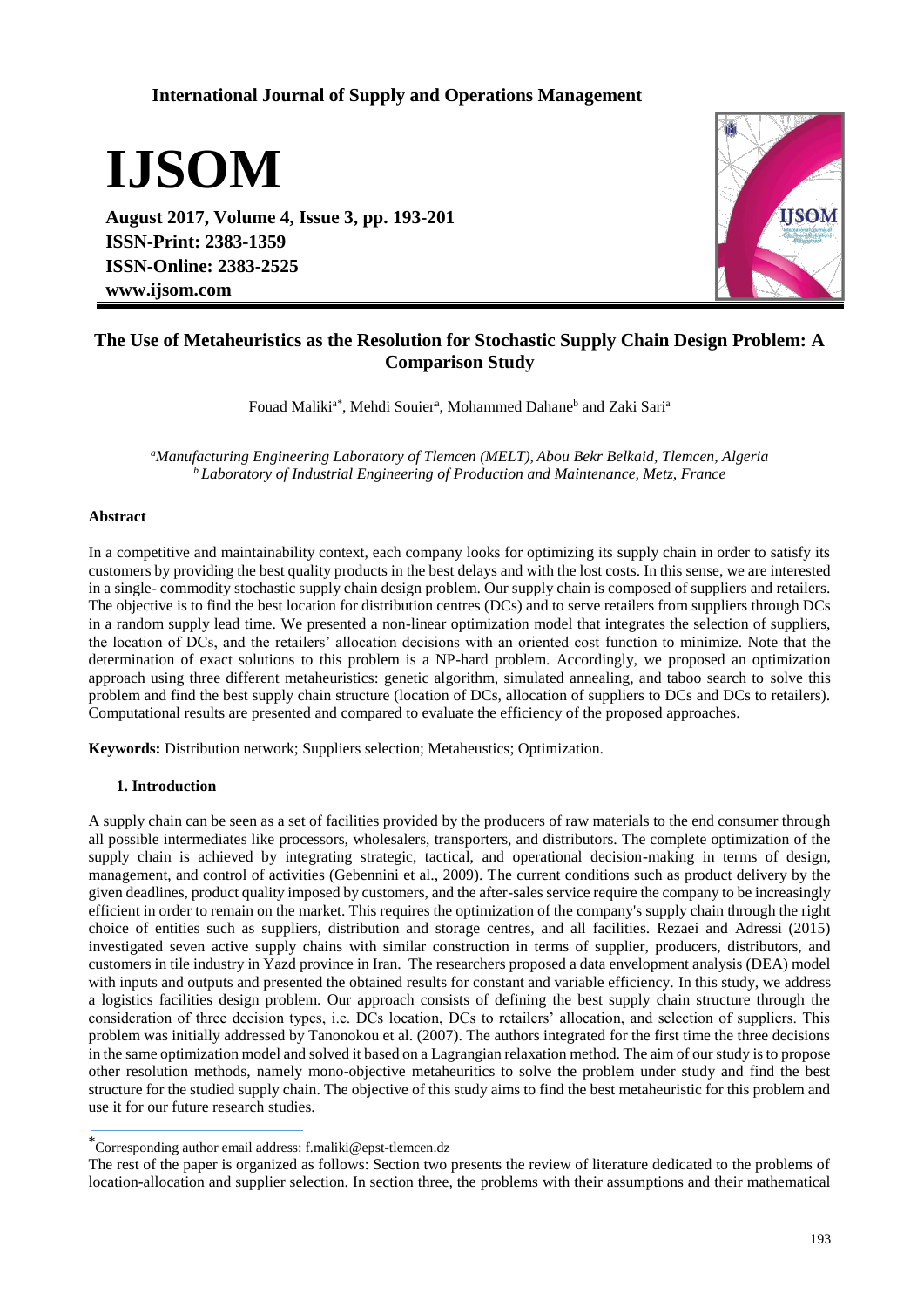# The Use of Metaheuristics as the Resolution for Stochastic Supply Chain Design Problem: A Comparison Study

Fouad Maliki[a*], Mehdi Souier[a], Mohammed Dahane[b] and Zaki Sari[a]

*[a]Manufacturing Engineering Laboratory of Tlemcen (MELT), Abou Bekr Belkaid, Tlemcen, Algeria*
*[b] Laboratory of Industrial Engineering of Production and Maintenance, Metz, France*

## Abstract

In a competitive and maintainability context, each company looks for optimizing its supply chain in order to satisfy its customers by providing the best quality products in the best delays and with the lost costs. In this sense, we are interested in a single- commodity stochastic supply chain design problem. Our supply chain is composed of suppliers and retailers. The objective is to find the best location for distribution centres (DCs) and to serve retailers from suppliers through DCs in a random supply lead time. We presented a non-linear optimization model that integrates the selection of suppliers, the location of DCs, and the retailers' allocation decisions with an oriented cost function to minimize. Note that the determination of exact solutions to this problem is a NP-hard problem. Accordingly, we proposed an optimization approach using three different metaheuristics: genetic algorithm, simulated annealing, and taboo search to solve this problem and find the best supply chain structure (location of DCs, allocation of suppliers to DCs and DCs to retailers). Computational results are presented and compared to evaluate the efficiency of the proposed approaches.

**Keywords:** Distribution network; Suppliers selection; Metaheustics; Optimization.

## 1. Introduction

A supply chain can be seen as a set of facilities provided by the producers of raw materials to the end consumer through all possible intermediates like processors, wholesalers, transporters, and distributors. The complete optimization of the supply chain is achieved by integrating strategic, tactical, and operational decision-making in terms of design, management, and control of activities (Gebennini et al., 2009). The current conditions such as product delivery by the given deadlines, product quality imposed by customers, and the after-sales service require the company to be increasingly efficient in order to remain on the market. This requires the optimization of the company's supply chain through the right choice of entities such as suppliers, distribution and storage centres, and all facilities. Rezaei and Adressi (2015) investigated seven active supply chains with similar construction in terms of supplier, producers, distributors, and customers in tile industry in Yazd province in Iran. The researchers proposed a data envelopment analysis (DEA) model with inputs and outputs and presented the obtained results for constant and variable efficiency. In this study, we address a logistics facilities design problem. Our approach consists of defining the best supply chain structure through the consideration of three decision types, i.e. DCs location, DCs to retailers' allocation, and selection of suppliers. This problem was initially addressed by Tanonokou et al. (2007). The authors integrated for the first time the three decisions in the same optimization model and solved it based on a Lagrangian relaxation method. The aim of our study is to propose other resolution methods, namely mono-objective metaheuritics to solve the problem under study and find the best structure for the studied supply chain. The objective of this study aims to find the best metaheuristic for this problem and use it for our future research studies.

[*]Corresponding author email address: f.maliki@epst-tlemcen.dz

The rest of the paper is organized as follows: Section two presents the review of literature dedicated to the problems of location-allocation and supplier selection. In section three, the problems with their assumptions and their mathematical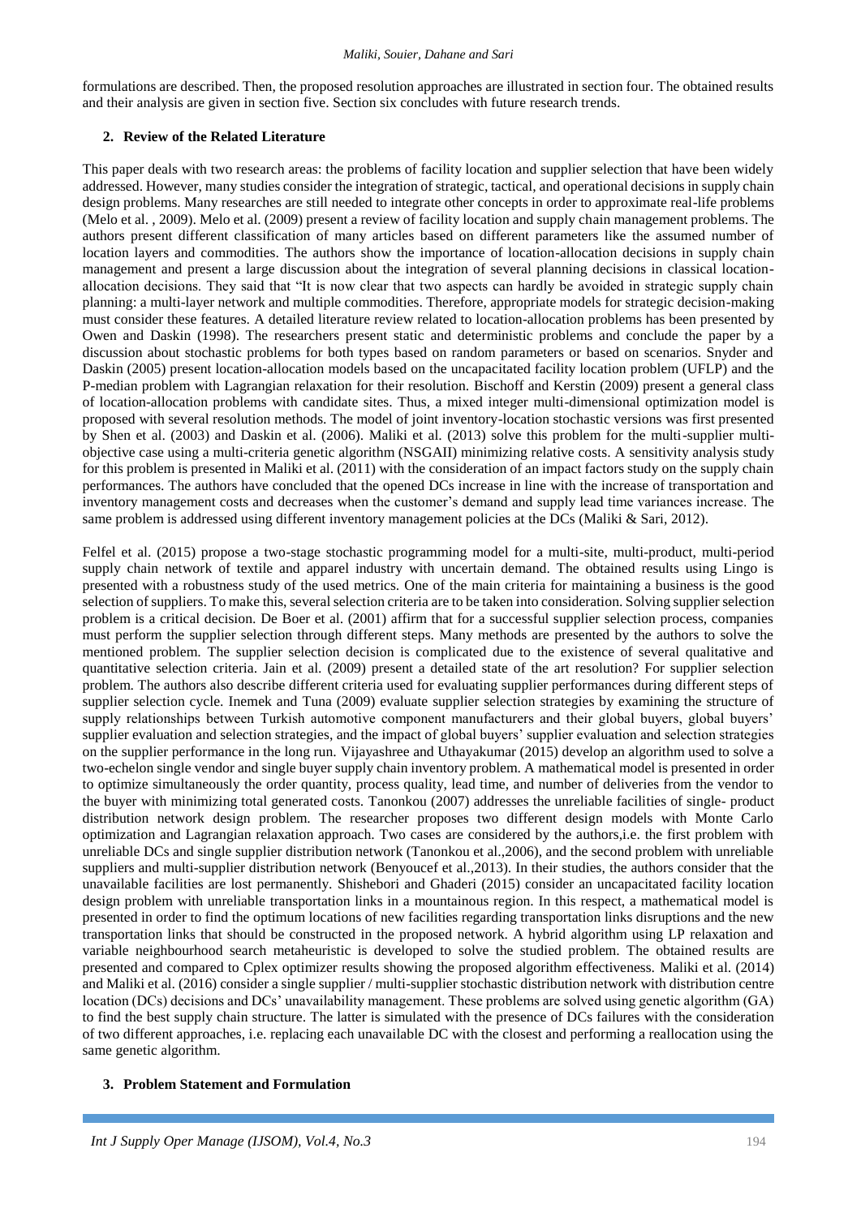formulations are described. Then, the proposed resolution approaches are illustrated in section four. The obtained results and their analysis are given in section five. Section six concludes with future research trends.

## 2. Review of the Related Literature

This paper deals with two research areas: the problems of facility location and supplier selection that have been widely addressed. However, many studies consider the integration of strategic, tactical, and operational decisions in supply chain design problems. Many researches are still needed to integrate other concepts in order to approximate real-life problems (Melo et al. , 2009). Melo et al. (2009) present a review of facility location and supply chain management problems. The authors present different classification of many articles based on different parameters like the assumed number of location layers and commodities. The authors show the importance of location-allocation decisions in supply chain management and present a large discussion about the integration of several planning decisions in classical location-allocation decisions. They said that "It is now clear that two aspects can hardly be avoided in strategic supply chain planning: a multi-layer network and multiple commodities. Therefore, appropriate models for strategic decision-making must consider these features. A detailed literature review related to location-allocation problems has been presented by Owen and Daskin (1998). The researchers present static and deterministic problems and conclude the paper by a discussion about stochastic problems for both types based on random parameters or based on scenarios. Snyder and Daskin (2005) present location-allocation models based on the uncapacitated facility location problem (UFLP) and the P-median problem with Lagrangian relaxation for their resolution. Bischoff and Kerstin (2009) present a general class of location-allocation problems with candidate sites. Thus, a mixed integer multi-dimensional optimization model is proposed with several resolution methods. The model of joint inventory-location stochastic versions was first presented by Shen et al. (2003) and Daskin et al. (2006). Maliki et al. (2013) solve this problem for the multi-supplier multi-objective case using a multi-criteria genetic algorithm (NSGAII) minimizing relative costs. A sensitivity analysis study for this problem is presented in Maliki et al. (2011) with the consideration of an impact factors study on the supply chain performances. The authors have concluded that the opened DCs increase in line with the increase of transportation and inventory management costs and decreases when the customer's demand and supply lead time variances increase. The same problem is addressed using different inventory management policies at the DCs (Maliki & Sari, 2012).

Felfel et al. (2015) propose a two-stage stochastic programming model for a multi-site, multi-product, multi-period supply chain network of textile and apparel industry with uncertain demand. The obtained results using Lingo is presented with a robustness study of the used metrics. One of the main criteria for maintaining a business is the good selection of suppliers. To make this, several selection criteria are to be taken into consideration. Solving supplier selection problem is a critical decision. De Boer et al. (2001) affirm that for a successful supplier selection process, companies must perform the supplier selection through different steps. Many methods are presented by the authors to solve the mentioned problem. The supplier selection decision is complicated due to the existence of several qualitative and quantitative selection criteria. Jain et al. (2009) present a detailed state of the art resolution? For supplier selection problem. The authors also describe different criteria used for evaluating supplier performances during different steps of supplier selection cycle. Inemek and Tuna (2009) evaluate supplier selection strategies by examining the structure of supply relationships between Turkish automotive component manufacturers and their global buyers, global buyers' supplier evaluation and selection strategies, and the impact of global buyers' supplier evaluation and selection strategies on the supplier performance in the long run. Vijayashree and Uthayakumar (2015) develop an algorithm used to solve a two-echelon single vendor and single buyer supply chain inventory problem. A mathematical model is presented in order to optimize simultaneously the order quantity, process quality, lead time, and number of deliveries from the vendor to the buyer with minimizing total generated costs. Tanonkou (2007) addresses the unreliable facilities of single- product distribution network design problem. The researcher proposes two different design models with Monte Carlo optimization and Lagrangian relaxation approach. Two cases are considered by the authors,i.e. the first problem with unreliable DCs and single supplier distribution network (Tanonkou et al.,2006), and the second problem with unreliable suppliers and multi-supplier distribution network (Benyoucef et al.,2013). In their studies, the authors consider that the unavailable facilities are lost permanently. Shishebori and Ghaderi (2015) consider an uncapacitated facility location design problem with unreliable transportation links in a mountainous region. In this respect, a mathematical model is presented in order to find the optimum locations of new facilities regarding transportation links disruptions and the new transportation links that should be constructed in the proposed network. A hybrid algorithm using LP relaxation and variable neighbourhood search metaheuristic is developed to solve the studied problem. The obtained results are presented and compared to Cplex optimizer results showing the proposed algorithm effectiveness. Maliki et al. (2014) and Maliki et al. (2016) consider a single supplier / multi-supplier stochastic distribution network with distribution centre location (DCs) decisions and DCs' unavailability management. These problems are solved using genetic algorithm (GA) to find the best supply chain structure. The latter is simulated with the presence of DCs failures with the consideration of two different approaches, i.e. replacing each unavailable DC with the closest and performing a reallocation using the same genetic algorithm.

## 3. Problem Statement and Formulation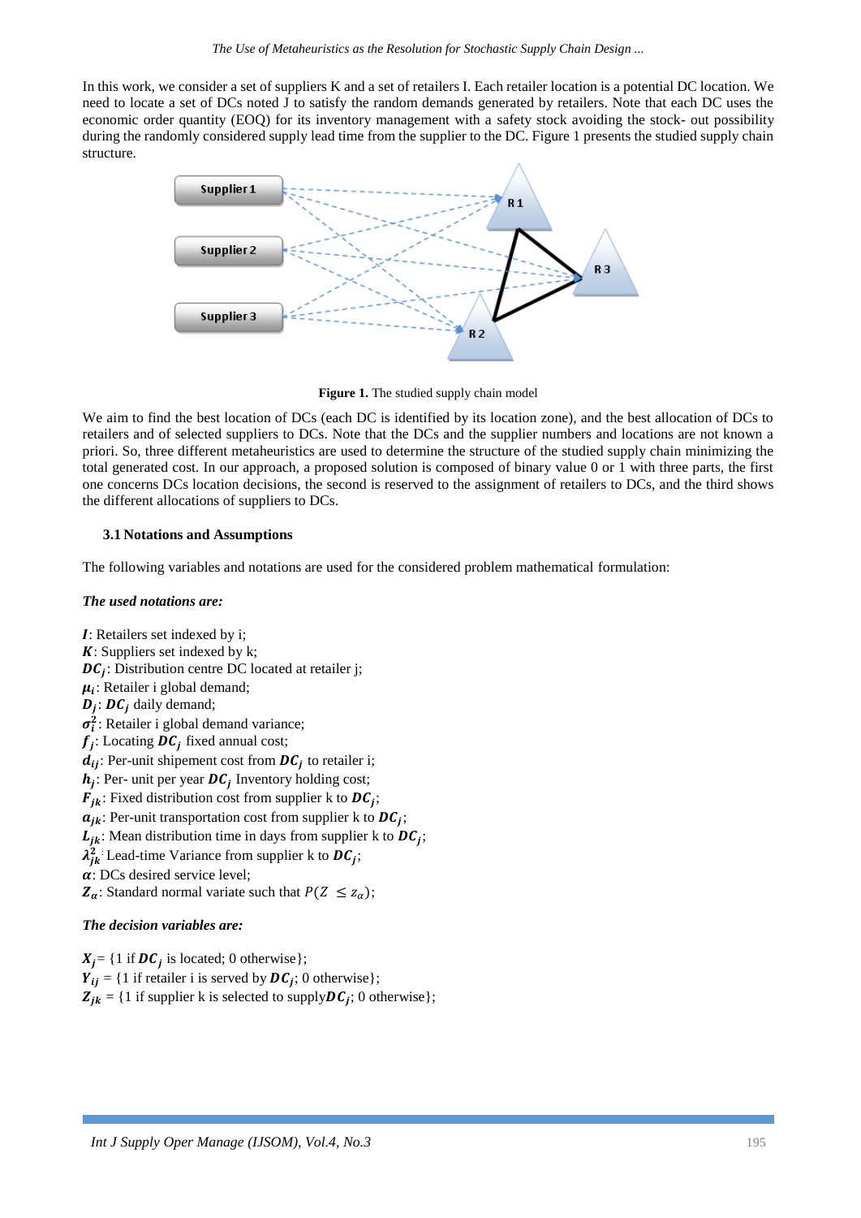In this work, we consider a set of suppliers K and a set of retailers I. Each retailer location is a potential DC location. We need to locate a set of DCs noted J to satisfy the random demands generated by retailers. Note that each DC uses the economic order quantity (EOQ) for its inventory management with a safety stock avoiding the stock- out possibility during the randomly considered supply lead time from the supplier to the DC. Figure 1 presents the studied supply chain structure.

**Figure 1.** The studied supply chain model

We aim to find the best location of DCs (each DC is identified by its location zone), and the best allocation of DCs to retailers and of selected suppliers to DCs. Note that the DCs and the supplier numbers and locations are not known a priori. So, three different metaheuristics are used to determine the structure of the studied supply chain minimizing the total generated cost. In our approach, a proposed solution is composed of binary value 0 or 1 with three parts, the first one concerns DCs location decisions, the second is reserved to the assignment of retailers to DCs, and the third shows the different allocations of suppliers to DCs.

### 3.1 Notations and Assumptions

The following variables and notations are used for the considered problem mathematical formulation:

***The used notations are:***

$\boldsymbol{I}$: Retailers set indexed by i;
$\boldsymbol{K}$: Suppliers set indexed by k;
$\boldsymbol{DC_j}$: Distribution centre DC located at retailer j;
$\boldsymbol{\mu_i}$: Retailer i global demand;
$\boldsymbol{D_j}$: $\boldsymbol{DC_j}$ daily demand;
$\boldsymbol{\sigma_i^2}$: Retailer i global demand variance;
$\boldsymbol{f_j}$: Locating $\boldsymbol{DC_j}$ fixed annual cost;
$\boldsymbol{d_{ij}}$: Per-unit shipement cost from $\boldsymbol{DC_j}$ to retailer i;
$\boldsymbol{h_j}$: Per- unit per year $\boldsymbol{DC_j}$ Inventory holding cost;
$\boldsymbol{F_{jk}}$: Fixed distribution cost from supplier k to $\boldsymbol{DC_j}$;
$\boldsymbol{a_{jk}}$: Per-unit transportation cost from supplier k to $\boldsymbol{DC_j}$;
$\boldsymbol{L_{jk}}$: Mean distribution time in days from supplier k to $\boldsymbol{DC_j}$;
$\boldsymbol{\lambda_{jk}^2}$: Lead-time Variance from supplier k to $\boldsymbol{DC_j}$;
$\boldsymbol{\alpha}$: DCs desired service level;
$\boldsymbol{Z_\alpha}$: Standard normal variate such that $P(Z \leq z_\alpha)$;

***The decision variables are:***

$\boldsymbol{X_j}$= {1 if $\boldsymbol{DC_j}$ is located; 0 otherwise};
$\boldsymbol{Y_{ij}}$ = {1 if retailer i is served by $\boldsymbol{DC_j}$; 0 otherwise};
$\boldsymbol{Z_{jk}}$ = {1 if supplier k is selected to supply $\boldsymbol{DC_j}$; 0 otherwise};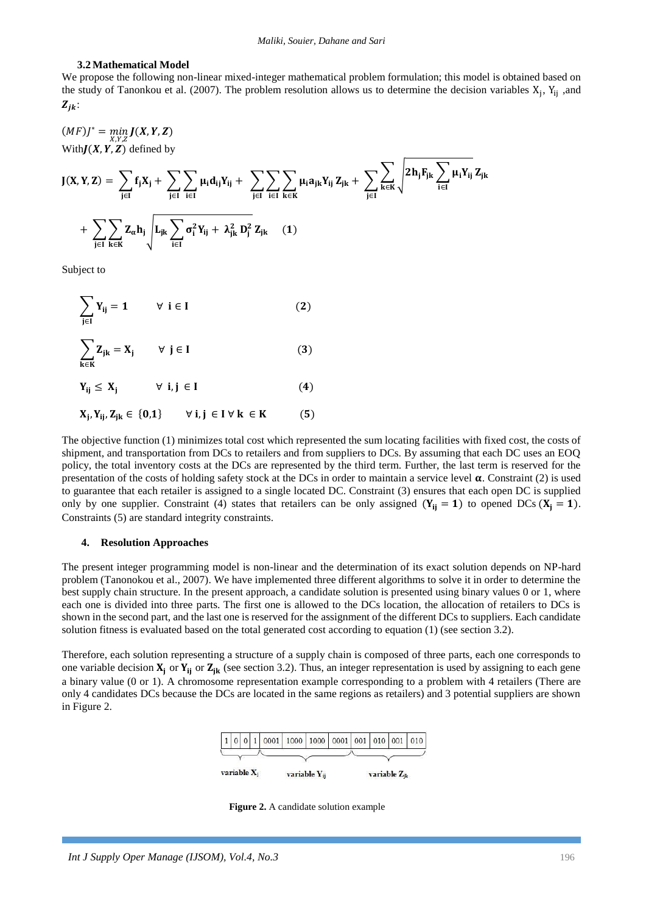### 3.2 Mathematical Model

We propose the following non-linear mixed-integer mathematical problem formulation; this model is obtained based on the study of Tanonkou et al. (2007). The problem resolution allows us to determine the decision variables $X_j$, $Y_{ij}$ ,and $Z_{jk}$:

$$(MF) J^* = \min_{X,Y,Z} J(X, Y, Z)$$

With $J(X, Y, Z)$ defined by

$$\mathbf{J}(\mathbf{X},\mathbf{Y},\mathbf{Z}) = \sum_{j\in I} f_j X_j + \sum_{j\in I}\sum_{i\in I} \mu_i d_{ij} Y_{ij} + \sum_{j\in I}\sum_{i\in I}\sum_{k\in K} \mu_i a_{jk} Y_{ij} Z_{jk} + \sum_{j\in I}\sum_{k\in K} \sqrt{2 h_j F_{jk} \sum_{i\in I} \mu_i Y_{ij}}\, Z_{jk}$$

$$+ \sum_{j\in I}\sum_{k\in K} Z_\alpha h_j \sqrt{L_{jk} \sum_{i\in I} \sigma_i^2 Y_{ij} + \lambda_{jk}^2 D_j^2}\, Z_{jk} \quad (1)$$

Subject to

$$\sum_{j\in I} Y_{ij} = 1 \qquad \forall\ i \in I \qquad (2)$$

$$\sum_{k\in K} Z_{jk} = X_j \qquad \forall\ j \in I \qquad (3)$$

$$Y_{ij} \leq X_j \qquad \forall\ i, j \in I \qquad (4)$$

$$X_j, Y_{ij}, Z_{jk} \in \{0,1\} \qquad \forall\ i, j \in I\ \forall\ k \in K \qquad (5)$$

The objective function (1) minimizes total cost which represented the sum locating facilities with fixed cost, the costs of shipment, and transportation from DCs to retailers and from suppliers to DCs. By assuming that each DC uses an EOQ policy, the total inventory costs at the DCs are represented by the third term. Further, the last term is reserved for the presentation of the costs of holding safety stock at the DCs in order to maintain a service level $\alpha$. Constraint (2) is used to guarantee that each retailer is assigned to a single located DC. Constraint (3) ensures that each open DC is supplied only by one supplier. Constraint (4) states that retailers can be only assigned ($Y_{ij} = 1$) to opened DCs ($X_j = 1$). Constraints (5) are standard integrity constraints.

## 4. Resolution Approaches

The present integer programming model is non-linear and the determination of its exact solution depends on NP-hard problem (Tanonokou et al., 2007). We have implemented three different algorithms to solve it in order to determine the best supply chain structure. In the present approach, a candidate solution is presented using binary values 0 or 1, where each one is divided into three parts. The first one is allowed to the DCs location, the allocation of retailers to DCs is shown in the second part, and the last one is reserved for the assignment of the different DCs to suppliers. Each candidate solution fitness is evaluated based on the total generated cost according to equation (1) (see section 3.2).

Therefore, each solution representing a structure of a supply chain is composed of three parts, each one corresponds to one variable decision $X_j$ or $Y_{ij}$ or $Z_{jk}$ (see section 3.2). Thus, an integer representation is used by assigning to each gene a binary value (0 or 1). A chromosome representation example corresponding to a problem with 4 retailers (There are only 4 candidates DCs because the DCs are located in the same regions as retailers) and 3 potential suppliers are shown in Figure 2.

| 1 | 0 | 0 | 1 | 0001 | 1000 | 1000 | 0001 | 001 | 010 | 001 | 010 |
|---|---|---|---|---|---|---|---|---|---|---|---|
| variable $X_j$ | | | | variable $Y_{ij}$ | | | | variable $Z_{jk}$ | | | |

**Figure 2.** A candidate solution example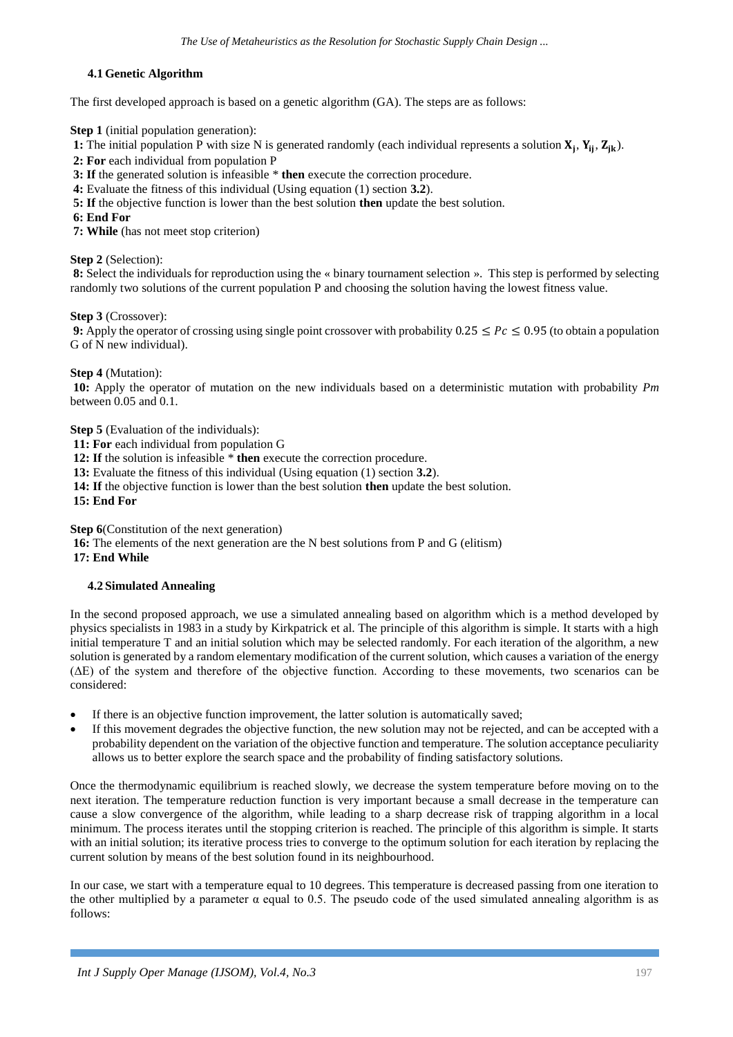### 4.1 Genetic Algorithm

The first developed approach is based on a genetic algorithm (GA). The steps are as follows:

**Step 1** (initial population generation):

**1:** The initial population P with size N is generated randomly (each individual represents a solution $\mathbf{X_j}$, $\mathbf{Y_{ij}}$, $\mathbf{Z_{jk}}$).

**2: For** each individual from population P

**3: If** the generated solution is infeasible * **then** execute the correction procedure.

**4:** Evaluate the fitness of this individual (Using equation (1) section **3.2**).

**5: If** the objective function is lower than the best solution **then** update the best solution.

**6: End For**

**7: While** (has not meet stop criterion)

**Step 2** (Selection):

**8:** Select the individuals for reproduction using the « binary tournament selection ». This step is performed by selecting randomly two solutions of the current population P and choosing the solution having the lowest fitness value.

**Step 3** (Crossover):

**9:** Apply the operator of crossing using single point crossover with probability $0.25 \leq Pc \leq 0.95$ (to obtain a population G of N new individual).

**Step 4** (Mutation):

**10:** Apply the operator of mutation on the new individuals based on a deterministic mutation with probability *Pm* between 0.05 and 0.1.

**Step 5** (Evaluation of the individuals):

**11: For** each individual from population G

**12: If** the solution is infeasible * **then** execute the correction procedure.

**13:** Evaluate the fitness of this individual (Using equation (1) section **3.2**).

**14: If** the objective function is lower than the best solution **then** update the best solution.

**15: End For**

**Step 6**(Constitution of the next generation)

**16:** The elements of the next generation are the N best solutions from P and G (elitism)

**17: End While**

### 4.2 Simulated Annealing

In the second proposed approach, we use a simulated annealing based on algorithm which is a method developed by physics specialists in 1983 in a study by Kirkpatrick et al. The principle of this algorithm is simple. It starts with a high initial temperature T and an initial solution which may be selected randomly. For each iteration of the algorithm, a new solution is generated by a random elementary modification of the current solution, which causes a variation of the energy ($\Delta E$) of the system and therefore of the objective function. According to these movements, two scenarios can be considered:

- If there is an objective function improvement, the latter solution is automatically saved;
- If this movement degrades the objective function, the new solution may not be rejected, and can be accepted with a probability dependent on the variation of the objective function and temperature. The solution acceptance peculiarity allows us to better explore the search space and the probability of finding satisfactory solutions.

Once the thermodynamic equilibrium is reached slowly, we decrease the system temperature before moving on to the next iteration. The temperature reduction function is very important because a small decrease in the temperature can cause a slow convergence of the algorithm, while leading to a sharp decrease risk of trapping algorithm in a local minimum. The process iterates until the stopping criterion is reached. The principle of this algorithm is simple. It starts with an initial solution; its iterative process tries to converge to the optimum solution for each iteration by replacing the current solution by means of the best solution found in its neighbourhood.

In our case, we start with a temperature equal to 10 degrees. This temperature is decreased passing from one iteration to the other multiplied by a parameter $\alpha$ equal to 0.5. The pseudo code of the used simulated annealing algorithm is as follows: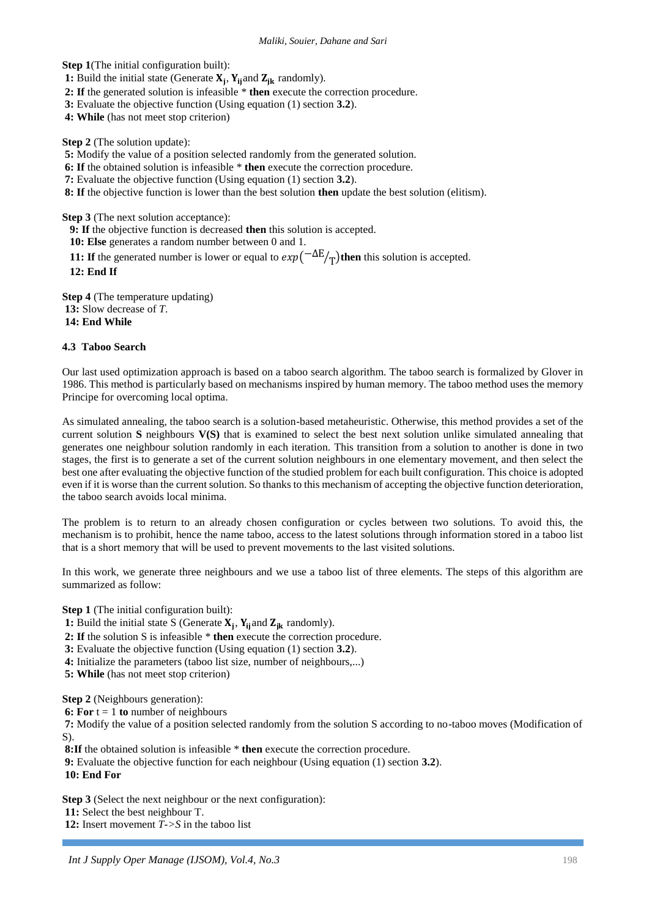**Step 1**(The initial configuration built):

**1:** Build the initial state (Generate $\mathbf{X_j}$, $\mathbf{Y_{ij}}$ and $\mathbf{Z_{jk}}$ randomly).

**2: If** the generated solution is infeasible * **then** execute the correction procedure.

**3:** Evaluate the objective function (Using equation (1) section **3.2**).

**4: While** (has not meet stop criterion)

**Step 2** (The solution update):

**5:** Modify the value of a position selected randomly from the generated solution.

**6: If** the obtained solution is infeasible * **then** execute the correction procedure.

**7:** Evaluate the objective function (Using equation (1) section **3.2**).

**8: If** the objective function is lower than the best solution **then** update the best solution (elitism).

**Step 3** (The next solution acceptance):

**9: If** the objective function is decreased **then** this solution is accepted.

**10: Else** generates a random number between 0 and 1.

**11: If** the generated number is lower or equal to $exp\left(-\Delta E/_{T}\right)$ **then** this solution is accepted.

**12: End If**

**Step 4** (The temperature updating)

**13:** Slow decrease of *T*.

**14: End While**

### 4.3 Taboo Search

Our last used optimization approach is based on a taboo search algorithm. The taboo search is formalized by Glover in 1986. This method is particularly based on mechanisms inspired by human memory. The taboo method uses the memory Principe for overcoming local optima.

As simulated annealing, the taboo search is a solution-based metaheuristic. Otherwise, this method provides a set of the current solution **S** neighbours **V(S)** that is examined to select the best next solution unlike simulated annealing that generates one neighbour solution randomly in each iteration. This transition from a solution to another is done in two stages, the first is to generate a set of the current solution neighbours in one elementary movement, and then select the best one after evaluating the objective function of the studied problem for each built configuration. This choice is adopted even if it is worse than the current solution. So thanks to this mechanism of accepting the objective function deterioration, the taboo search avoids local minima.

The problem is to return to an already chosen configuration or cycles between two solutions. To avoid this, the mechanism is to prohibit, hence the name taboo, access to the latest solutions through information stored in a taboo list that is a short memory that will be used to prevent movements to the last visited solutions.

In this work, we generate three neighbours and we use a taboo list of three elements. The steps of this algorithm are summarized as follow:

**Step 1** (The initial configuration built):

**1:** Build the initial state S (Generate $\mathbf{X_j}$, $\mathbf{Y_{ij}}$ and $\mathbf{Z_{jk}}$ randomly).

**2: If** the solution S is infeasible * **then** execute the correction procedure.

**3:** Evaluate the objective function (Using equation (1) section **3.2**).

**4:** Initialize the parameters (taboo list size, number of neighbours,...)

**5: While** (has not meet stop criterion)

**Step 2** (Neighbours generation):

**6: For** t = 1 **to** number of neighbours

**7:** Modify the value of a position selected randomly from the solution S according to no-taboo moves (Modification of S).

**8:If** the obtained solution is infeasible * **then** execute the correction procedure.

**9:** Evaluate the objective function for each neighbour (Using equation (1) section **3.2**).

**10: End For**

**Step 3** (Select the next neighbour or the next configuration):

**11:** Select the best neighbour T.

**12:** Insert movement *T->S* in the taboo list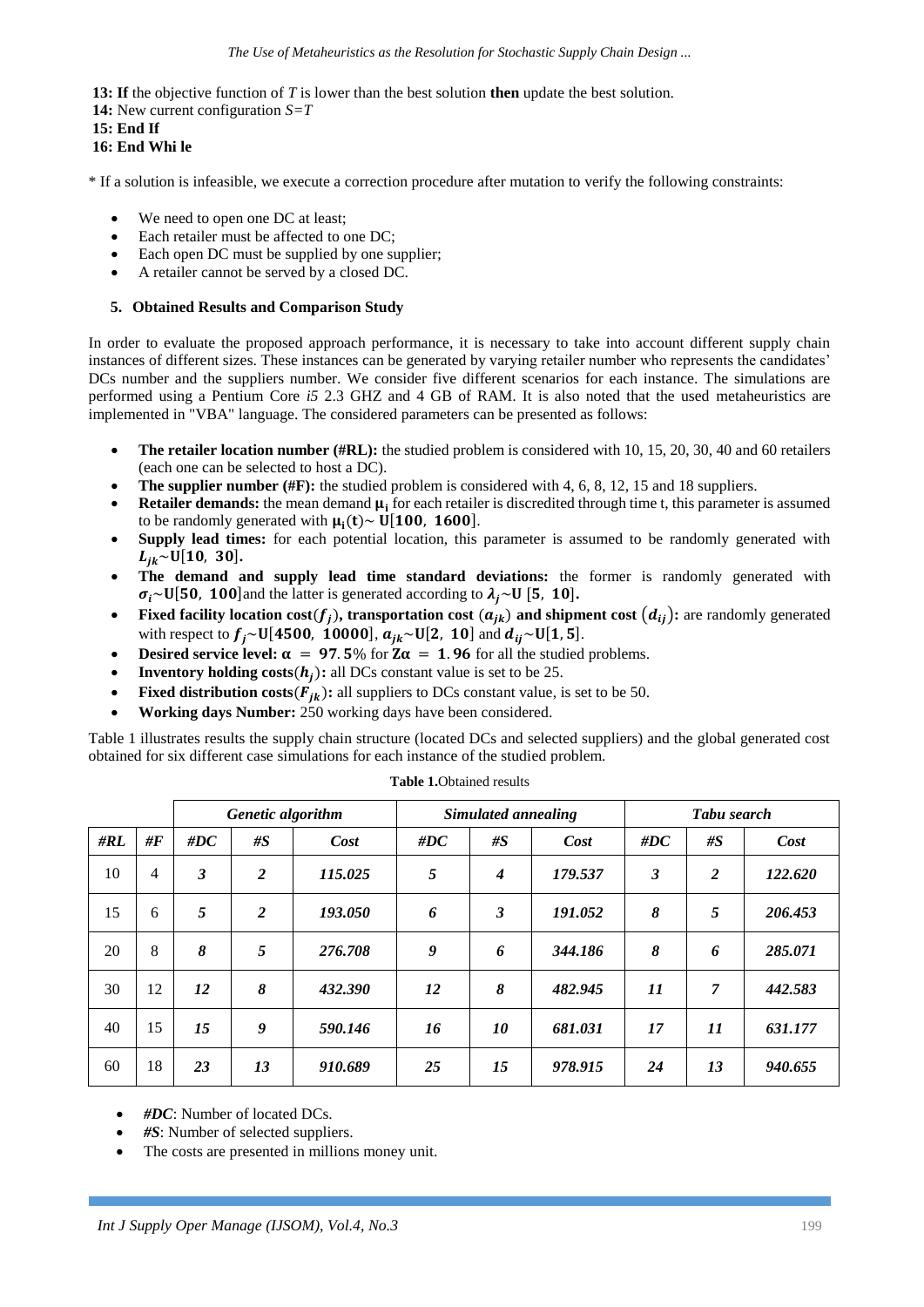**13: If** the objective function of *T* is lower than the best solution **then** update the best solution.
**14:** New current configuration *S=T*
**15: End If**
**16: End Whi le**

* If a solution is infeasible, we execute a correction procedure after mutation to verify the following constraints:

- We need to open one DC at least;
- Each retailer must be affected to one DC;
- Each open DC must be supplied by one supplier;
- A retailer cannot be served by a closed DC.

### 5. Obtained Results and Comparison Study

In order to evaluate the proposed approach performance, it is necessary to take into account different supply chain instances of different sizes. These instances can be generated by varying retailer number who represents the candidates' DCs number and the suppliers number. We consider five different scenarios for each instance. The simulations are performed using a Pentium Core *i5* 2.3 GHZ and 4 GB of RAM. It is also noted that the used metaheuristics are implemented in "VBA" language. The considered parameters can be presented as follows:

- **The retailer location number (#RL):** the studied problem is considered with 10, 15, 20, 30, 40 and 60 retailers (each one can be selected to host a DC).
- **The supplier number (#F):** the studied problem is considered with 4, 6, 8, 12, 15 and 18 suppliers.
- **Retailer demands:** the mean demand $\mu_i$ for each retailer is discredited through time t, this parameter is assumed to be randomly generated with $\mu_i(t) \sim U[100,\ 1600]$.
- **Supply lead times:** for each potential location, this parameter is assumed to be randomly generated with $L_{jk} \sim U[10,\ 30]$.
- **The demand and supply lead time standard deviations:** the former is randomly generated with $\sigma_i \sim U[50,\ 100]$and the latter is generated according to $\lambda_j \sim U\ [5,\ 10]$.
- **Fixed facility location cost($f_j$), transportation cost ($a_{jk}$) and shipment cost ($d_{ij}$):** are randomly generated with respect to $f_j \sim U[4500,\ 10000]$, $a_{jk} \sim U[2,\ 10]$ and $d_{ij} \sim U[1, 5]$.
- **Desired service level:** $\alpha = 97.5\%$ for $Z\alpha = 1.96$ for all the studied problems.
- **Inventory holding costs($h_j$):** all DCs constant value is set to be 25.
- **Fixed distribution costs($F_{jk}$):** all suppliers to DCs constant value, is set to be 50.
- **Working days Number:** 250 working days have been considered.

Table 1 illustrates results the supply chain structure (located DCs and selected suppliers) and the global generated cost obtained for six different case simulations for each instance of the studied problem.

**Table 1.**Obtained results

| | | *Genetic algorithm* | | | *Simulated annealing* | | | *Tabu search* | | |
|---|---|---|---|---|---|---|---|---|---|---|
| ***#RL*** | ***#F*** | ***#DC*** | ***#S*** | ***Cost*** | ***#DC*** | ***#S*** | ***Cost*** | ***#DC*** | ***#S*** | ***Cost*** |
| 10 | 4 | ***3*** | ***2*** | ***115.025*** | ***5*** | ***4*** | ***179.537*** | ***3*** | ***2*** | ***122.620*** |
| 15 | 6 | ***5*** | ***2*** | ***193.050*** | ***6*** | ***3*** | ***191.052*** | ***8*** | ***5*** | ***206.453*** |
| 20 | 8 | ***8*** | ***5*** | ***276.708*** | ***9*** | ***6*** | ***344.186*** | ***8*** | ***6*** | ***285.071*** |
| 30 | 12 | ***12*** | ***8*** | ***432.390*** | ***12*** | ***8*** | ***482.945*** | ***11*** | ***7*** | ***442.583*** |
| 40 | 15 | ***15*** | ***9*** | ***590.146*** | ***16*** | ***10*** | ***681.031*** | ***17*** | ***11*** | ***631.177*** |
| 60 | 18 | ***23*** | ***13*** | ***910.689*** | ***25*** | ***15*** | ***978.915*** | ***24*** | ***13*** | ***940.655*** |

- ***#DC***: Number of located DCs.
- ***#S***: Number of selected suppliers.
- The costs are presented in millions money unit.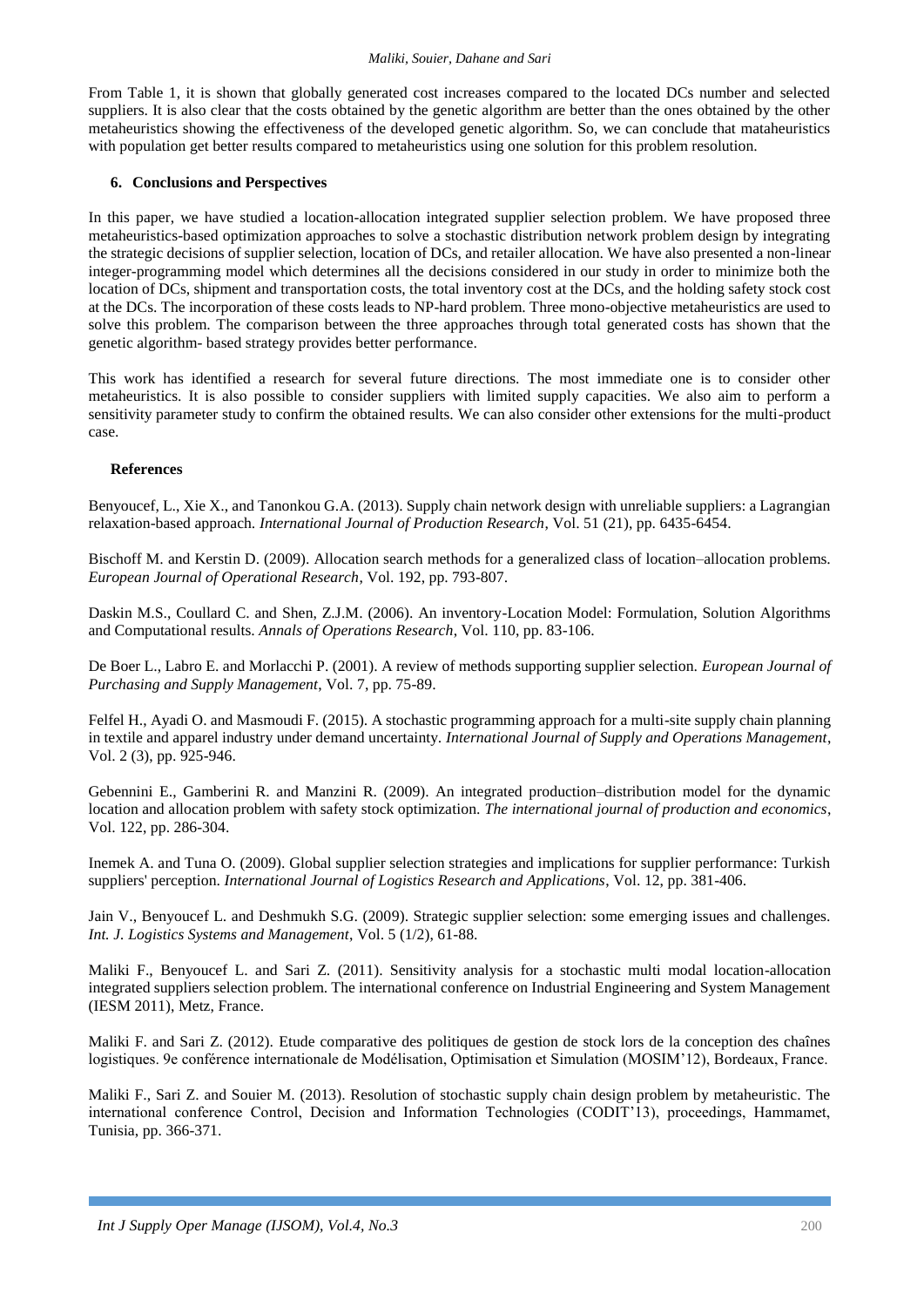From Table 1, it is shown that globally generated cost increases compared to the located DCs number and selected suppliers. It is also clear that the costs obtained by the genetic algorithm are better than the ones obtained by the other metaheuristics showing the effectiveness of the developed genetic algorithm. So, we can conclude that mataheuristics with population get better results compared to metaheuristics using one solution for this problem resolution.

## 6. Conclusions and Perspectives

In this paper, we have studied a location-allocation integrated supplier selection problem. We have proposed three metaheuristics-based optimization approaches to solve a stochastic distribution network problem design by integrating the strategic decisions of supplier selection, location of DCs, and retailer allocation. We have also presented a non-linear integer-programming model which determines all the decisions considered in our study in order to minimize both the location of DCs, shipment and transportation costs, the total inventory cost at the DCs, and the holding safety stock cost at the DCs. The incorporation of these costs leads to NP-hard problem. Three mono-objective metaheuristics are used to solve this problem. The comparison between the three approaches through total generated costs has shown that the genetic algorithm- based strategy provides better performance.

This work has identified a research for several future directions. The most immediate one is to consider other metaheuristics. It is also possible to consider suppliers with limited supply capacities. We also aim to perform a sensitivity parameter study to confirm the obtained results. We can also consider other extensions for the multi-product case.

## References

Benyoucef, L., Xie X., and Tanonkou G.A. (2013). Supply chain network design with unreliable suppliers: a Lagrangian relaxation-based approach. *International Journal of Production Research*, Vol. 51 (21), pp. 6435-6454.

Bischoff M. and Kerstin D. (2009). Allocation search methods for a generalized class of location–allocation problems. *European Journal of Operational Research*, Vol. 192, pp. 793-807.

Daskin M.S., Coullard C. and Shen, Z.J.M. (2006). An inventory-Location Model: Formulation, Solution Algorithms and Computational results. *Annals of Operations Research*, Vol. 110, pp. 83-106.

De Boer L., Labro E. and Morlacchi P. (2001). A review of methods supporting supplier selection. *European Journal of Purchasing and Supply Management*, Vol. 7, pp. 75-89.

Felfel H., Ayadi O. and Masmoudi F. (2015). A stochastic programming approach for a multi-site supply chain planning in textile and apparel industry under demand uncertainty. *International Journal of Supply and Operations Management*, Vol. 2 (3), pp. 925-946.

Gebennini E., Gamberini R. and Manzini R. (2009). An integrated production–distribution model for the dynamic location and allocation problem with safety stock optimization. *The international journal of production and economics*, Vol. 122, pp. 286-304.

Inemek A. and Tuna O. (2009). Global supplier selection strategies and implications for supplier performance: Turkish suppliers' perception. *International Journal of Logistics Research and Applications*, Vol. 12, pp. 381-406.

Jain V., Benyoucef L. and Deshmukh S.G. (2009). Strategic supplier selection: some emerging issues and challenges. *Int. J. Logistics Systems and Management*, Vol. 5 (1/2), 61-88.

Maliki F., Benyoucef L. and Sari Z. (2011). Sensitivity analysis for a stochastic multi modal location-allocation integrated suppliers selection problem. The international conference on Industrial Engineering and System Management (IESM 2011), Metz, France.

Maliki F. and Sari Z. (2012). Etude comparative des politiques de gestion de stock lors de la conception des chaînes logistiques. 9e conférence internationale de Modélisation, Optimisation et Simulation (MOSIM'12), Bordeaux, France.

Maliki F., Sari Z. and Souier M. (2013). Resolution of stochastic supply chain design problem by metaheuristic. The international conference Control, Decision and Information Technologies (CODIT'13), proceedings, Hammamet, Tunisia, pp. 366-371.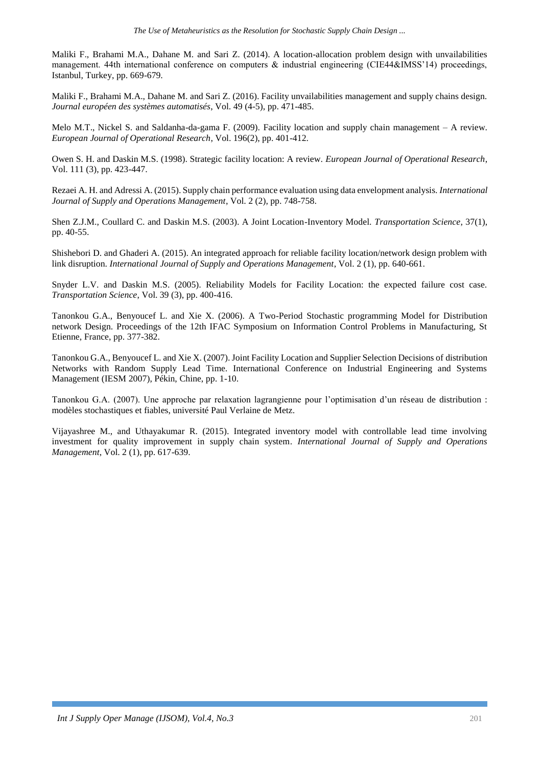Maliki F., Brahami M.A., Dahane M. and Sari Z. (2014). A location-allocation problem design with unvailabilities management. 44th international conference on computers & industrial engineering (CIE44&IMSS'14) proceedings, Istanbul, Turkey, pp. 669-679.

Maliki F., Brahami M.A., Dahane M. and Sari Z. (2016). Facility unvailabilities management and supply chains design. *Journal européen des systèmes automatisés*, Vol. 49 (4-5), pp. 471-485.

Melo M.T., Nickel S. and Saldanha-da-gama F. (2009). Facility location and supply chain management – A review. *European Journal of Operational Research*, Vol. 196(2), pp. 401-412.

Owen S. H. and Daskin M.S. (1998). Strategic facility location: A review. *European Journal of Operational Research*, Vol. 111 (3), pp. 423-447.

Rezaei A. H. and Adressi A. (2015). Supply chain performance evaluation using data envelopment analysis. *International Journal of Supply and Operations Management*, Vol. 2 (2), pp. 748-758.

Shen Z.J.M., Coullard C. and Daskin M.S. (2003). A Joint Location-Inventory Model. *Transportation Science*, 37(1), pp. 40-55.

Shishebori D. and Ghaderi A. (2015). An integrated approach for reliable facility location/network design problem with link disruption. *International Journal of Supply and Operations Management*, Vol. 2 (1), pp. 640-661.

Snyder L.V. and Daskin M.S. (2005). Reliability Models for Facility Location: the expected failure cost case. *Transportation Science*, Vol. 39 (3), pp. 400-416.

Tanonkou G.A., Benyoucef L. and Xie X. (2006). A Two-Period Stochastic programming Model for Distribution network Design. Proceedings of the 12th IFAC Symposium on Information Control Problems in Manufacturing, St Etienne, France, pp. 377-382.

Tanonkou G.A., Benyoucef L. and Xie X. (2007). Joint Facility Location and Supplier Selection Decisions of distribution Networks with Random Supply Lead Time. International Conference on Industrial Engineering and Systems Management (IESM 2007), Pékin, Chine, pp. 1-10.

Tanonkou G.A. (2007). Une approche par relaxation lagrangienne pour l'optimisation d'un réseau de distribution : modèles stochastiques et fiables, université Paul Verlaine de Metz.

Vijayashree M., and Uthayakumar R. (2015). Integrated inventory model with controllable lead time involving investment for quality improvement in supply chain system. *International Journal of Supply and Operations Management*, Vol. 2 (1), pp. 617-639.